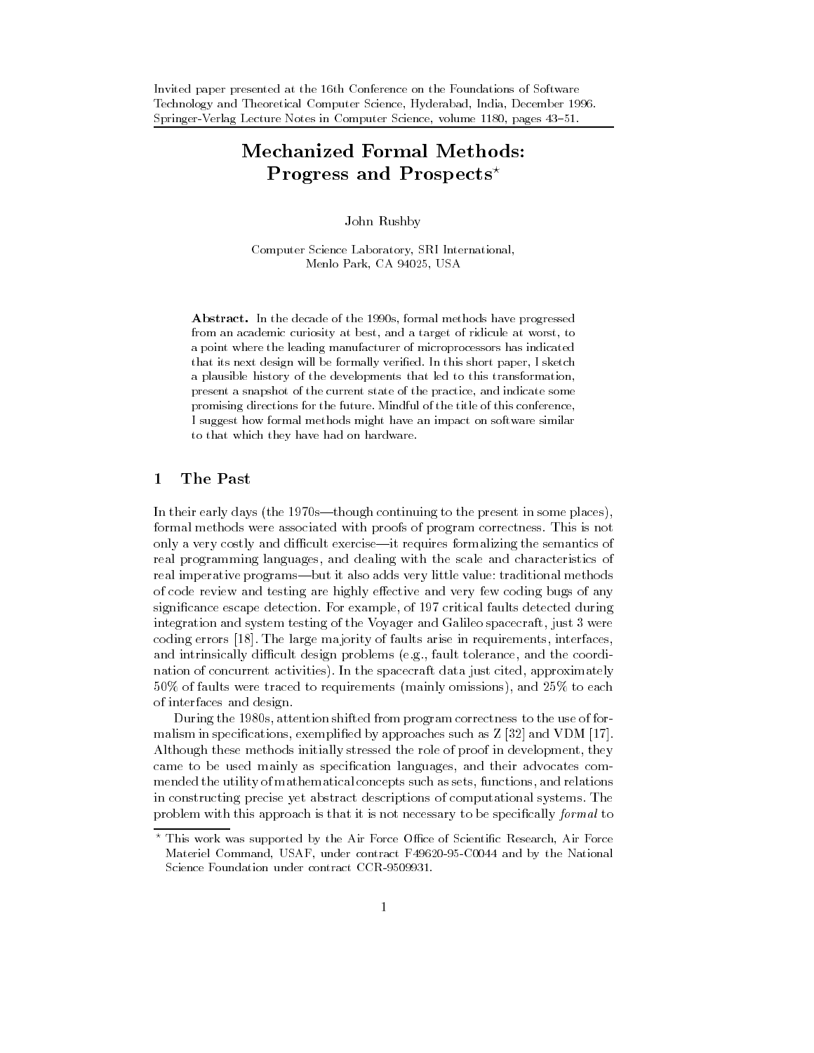Invited paper presented at the 16th Conference on the Foundations of Software Technology and Theoretical Computer Science, Hyderabad, India, December 1996. Springer-Verlag Lecture Notes in Computer Science, volume 1180, pages 43–51.

# Mechanized Formal Methods: Progress and Prospects*

John Rushby

Computer Science Laboratory, SRI International, Menlo Park, CA 94025, USA

**Abstract.** In the decade of the 1990s, formal methods have progressed from an academic curiosity at best, and a target of ridicule at worst, to a point where the leading manufacturer of microprocessors has indicated that its next design will be formally verified. In this short paper, I sketch a plausible history of the developments that led to this transformation, present a snapshot of the current state of the practice, and indicate some promising directions for the future. Mindful of the title of this conference, I suggest how formal methods might have an impact on software similar to that which they have had on hardware.

## 1 The Past

In their early days (the 1970s—though continuing to the present in some places), formal methods were associated with proofs of program correctness. This is not only a very costly and difficult exercise—it requires formalizing the semantics of real programming languages, and dealing with the scale and characteristics of real imperative programs—but it also adds very little value: traditional methods of code review and testing are highly effective and very few coding bugs of any significance escape detection. For example, of 197 critical faults detected during integration and system testing of the Voyager and Galileo spacecraft, just 3 were coding errors [18]. The large majority of faults arise in requirements, interfaces, and intrinsically difficult design problems (e.g., fault tolerance, and the coordination of concurrent activities). In the spacecraft data just cited, approximately 50% of faults were traced to requirements (mainly omissions), and 25% to each of interfaces and design.

During the 1980s, attention shifted from program correctness to the use of formalism in specifications, exemplified by approaches such as Z [32] and VDM [17]. Although these methods initially stressed the role of proof in development, they came to be used mainly as specification languages, and their advocates commended the utility of mathematical concepts such as sets, functions, and relations in constructing precise yet abstract descriptions of computational systems. The problem with this approach is that it is not necessary to be specifically *formal* to

* This work was supported by the Air Force Office of Scientific Research, Air Force Materiel Command, USAF, under contract F49620-95-C0044 and by the National Science Foundation under contract CCR-9509931.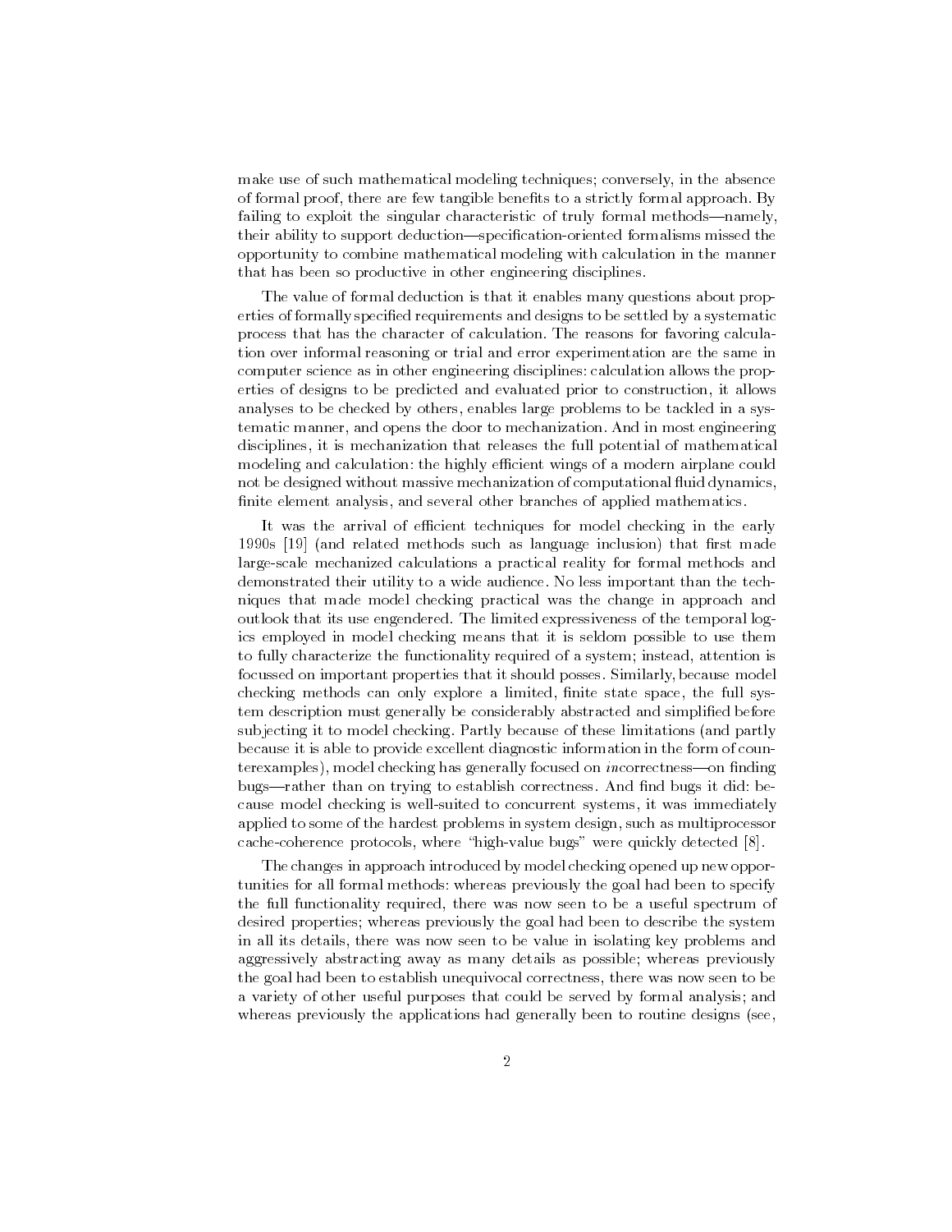make use of such mathematical modeling techniques; conversely, in the absence of formal proof, there are few tangible benefits to a strictly formal approach. By failing to exploit the singular characteristic of truly formal methods—namely, their ability to support deduction—specification-oriented formalisms missed the opportunity to combine mathematical modeling with calculation in the manner that has been so productive in other engineering disciplines.

The value of formal deduction is that it enables many questions about properties of formally specified requirements and designs to be settled by a systematic process that has the character of calculation. The reasons for favoring calculation over informal reasoning or trial and error experimentation are the same in computer science as in other engineering disciplines: calculation allows the properties of designs to be predicted and evaluated prior to construction, it allows analyses to be checked by others, enables large problems to be tackled in a systematic manner, and opens the door to mechanization. And in most engineering disciplines, it is mechanization that releases the full potential of mathematical modeling and calculation: the highly efficient wings of a modern airplane could not be designed without massive mechanization of computational fluid dynamics, finite element analysis, and several other branches of applied mathematics.

It was the arrival of efficient techniques for model checking in the early 1990s [19] (and related methods such as language inclusion) that first made large-scale mechanized calculations a practical reality for formal methods and demonstrated their utility to a wide audience. No less important than the techniques that made model checking practical was the change in approach and outlook that its use engendered. The limited expressiveness of the temporal logics employed in model checking means that it is seldom possible to use them to fully characterize the functionality required of a system; instead, attention is focussed on important properties that it should posses. Similarly, because model checking methods can only explore a limited, finite state space, the full system description must generally be considerably abstracted and simplified before subjecting it to model checking. Partly because of these limitations (and partly because it is able to provide excellent diagnostic information in the form of counterexamples), model checking has generally focused on *in*correctness—on finding bugs—rather than on trying to establish correctness. And find bugs it did: because model checking is well-suited to concurrent systems, it was immediately applied to some of the hardest problems in system design, such as multiprocessor cache-coherence protocols, where "high-value bugs" were quickly detected [8].

The changes in approach introduced by model checking opened up new opportunities for all formal methods: whereas previously the goal had been to specify the full functionality required, there was now seen to be a useful spectrum of desired properties; whereas previously the goal had been to describe the system in all its details, there was now seen to be value in isolating key problems and aggressively abstracting away as many details as possible; whereas previously the goal had been to establish unequivocal correctness, there was now seen to be a variety of other useful purposes that could be served by formal analysis; and whereas previously the applications had generally been to routine designs (see,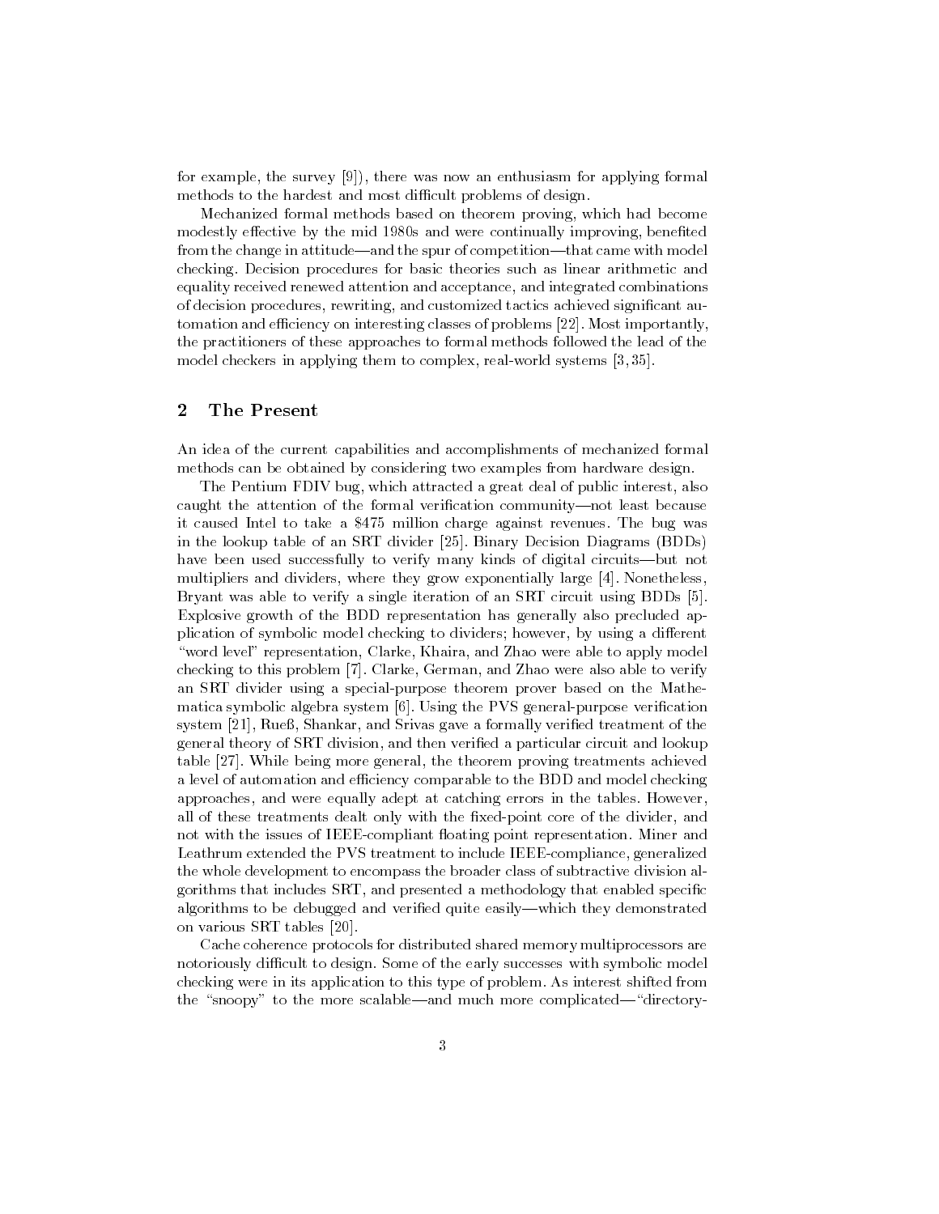for example, the survey [9]), there was now an enthusiasm for applying formal methods to the hardest and most difficult problems of design.

Mechanized formal methods based on theorem proving, which had become modestly effective by the mid 1980s and were continually improving, benefited from the change in attitude—and the spur of competition—that came with model checking. Decision procedures for basic theories such as linear arithmetic and equality received renewed attention and acceptance, and integrated combinations of decision procedures, rewriting, and customized tactics achieved significant automation and efficiency on interesting classes of problems [22]. Most importantly, the practitioners of these approaches to formal methods followed the lead of the model checkers in applying them to complex, real-world systems [3, 35].

## 2 The Present

An idea of the current capabilities and accomplishments of mechanized formal methods can be obtained by considering two examples from hardware design.

The Pentium FDIV bug, which attracted a great deal of public interest, also caught the attention of the formal verification community—not least because it caused Intel to take a $475 million charge against revenues. The bug was in the lookup table of an SRT divider [25]. Binary Decision Diagrams (BDDs) have been used successfully to verify many kinds of digital circuits—but not multipliers and dividers, where they grow exponentially large [4]. Nonetheless, Bryant was able to verify a single iteration of an SRT circuit using BDDs [5]. Explosive growth of the BDD representation has generally also precluded application of symbolic model checking to dividers; however, by using a different "word level" representation, Clarke, Khaira, and Zhao were able to apply model checking to this problem [7]. Clarke, German, and Zhao were also able to verify an SRT divider using a special-purpose theorem prover based on the Mathematica symbolic algebra system [6]. Using the PVS general-purpose verification system [21], Rueß, Shankar, and Srivas gave a formally verified treatment of the general theory of SRT division, and then verified a particular circuit and lookup table [27]. While being more general, the theorem proving treatments achieved a level of automation and efficiency comparable to the BDD and model checking approaches, and were equally adept at catching errors in the tables. However, all of these treatments dealt only with the fixed-point core of the divider, and not with the issues of IEEE-compliant floating point representation. Miner and Leathrum extended the PVS treatment to include IEEE-compliance, generalized the whole development to encompass the broader class of subtractive division algorithms that includes SRT, and presented a methodology that enabled specific algorithms to be debugged and verified quite easily—which they demonstrated on various SRT tables [20].

Cache coherence protocols for distributed shared memory multiprocessors are notoriously difficult to design. Some of the early successes with symbolic model checking were in its application to this type of problem. As interest shifted from the "snoopy" to the more scalable—and much more complicated—"directory-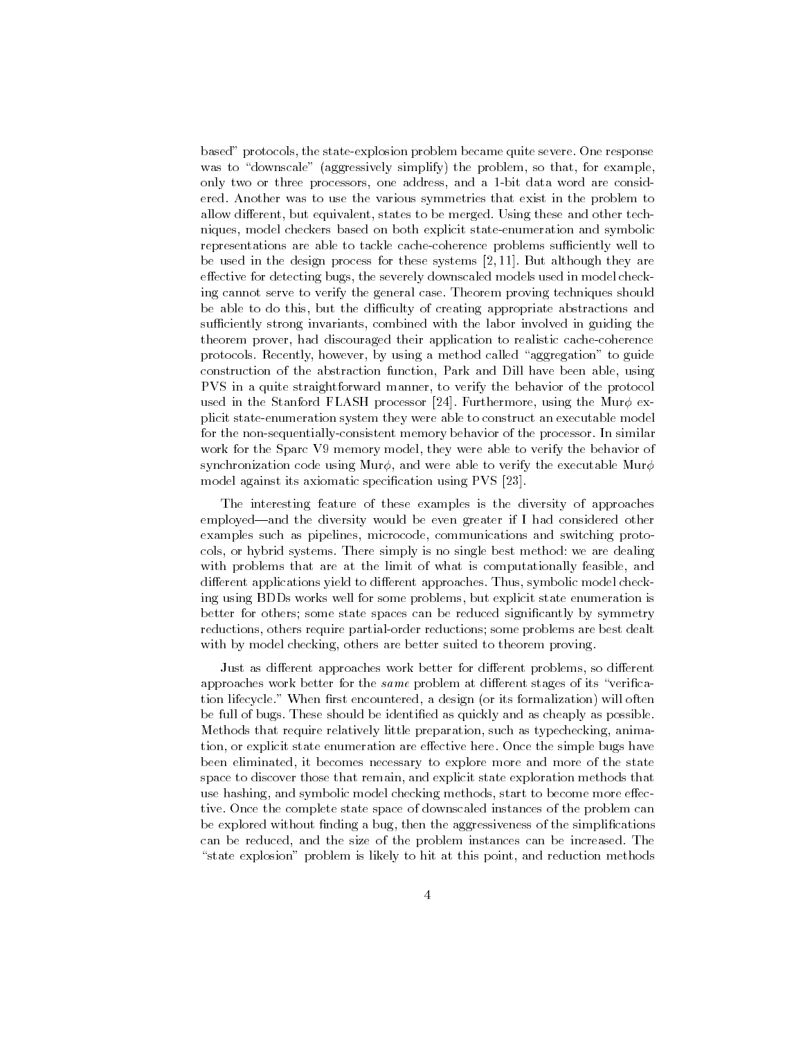based" protocols, the state-explosion problem became quite severe. One response was to "downscale" (aggressively simplify) the problem, so that, for example, only two or three processors, one address, and a 1-bit data word are considered. Another was to use the various symmetries that exist in the problem to allow different, but equivalent, states to be merged. Using these and other techniques, model checkers based on both explicit state-enumeration and symbolic representations are able to tackle cache-coherence problems sufficiently well to be used in the design process for these systems [2, 11]. But although they are effective for detecting bugs, the severely downscaled models used in model checking cannot serve to verify the general case. Theorem proving techniques should be able to do this, but the difficulty of creating appropriate abstractions and sufficiently strong invariants, combined with the labor involved in guiding the theorem prover, had discouraged their application to realistic cache-coherence protocols. Recently, however, by using a method called "aggregation" to guide construction of the abstraction function, Park and Dill have been able, using PVS in a quite straightforward manner, to verify the behavior of the protocol used in the Stanford FLASH processor [24]. Furthermore, using the Mur$\phi$ explicit state-enumeration system they were able to construct an executable model for the non-sequentially-consistent memory behavior of the processor. In similar work for the Sparc V9 memory model, they were able to verify the behavior of synchronization code using Mur$\phi$, and were able to verify the executable Mur$\phi$ model against its axiomatic specification using PVS [23].

The interesting feature of these examples is the diversity of approaches employed—and the diversity would be even greater if I had considered other examples such as pipelines, microcode, communications and switching protocols, or hybrid systems. There simply is no single best method: we are dealing with problems that are at the limit of what is computationally feasible, and different applications yield to different approaches. Thus, symbolic model checking using BDDs works well for some problems, but explicit state enumeration is better for others; some state spaces can be reduced significantly by symmetry reductions, others require partial-order reductions; some problems are best dealt with by model checking, others are better suited to theorem proving.

Just as different approaches work better for different problems, so different approaches work better for the *same* problem at different stages of its "verification lifecycle." When first encountered, a design (or its formalization) will often be full of bugs. These should be identified as quickly and as cheaply as possible. Methods that require relatively little preparation, such as typechecking, animation, or explicit state enumeration are effective here. Once the simple bugs have been eliminated, it becomes necessary to explore more and more of the state space to discover those that remain, and explicit state exploration methods that use hashing, and symbolic model checking methods, start to become more effective. Once the complete state space of downscaled instances of the problem can be explored without finding a bug, then the aggressiveness of the simplifications can be reduced, and the size of the problem instances can be increased. The "state explosion" problem is likely to hit at this point, and reduction methods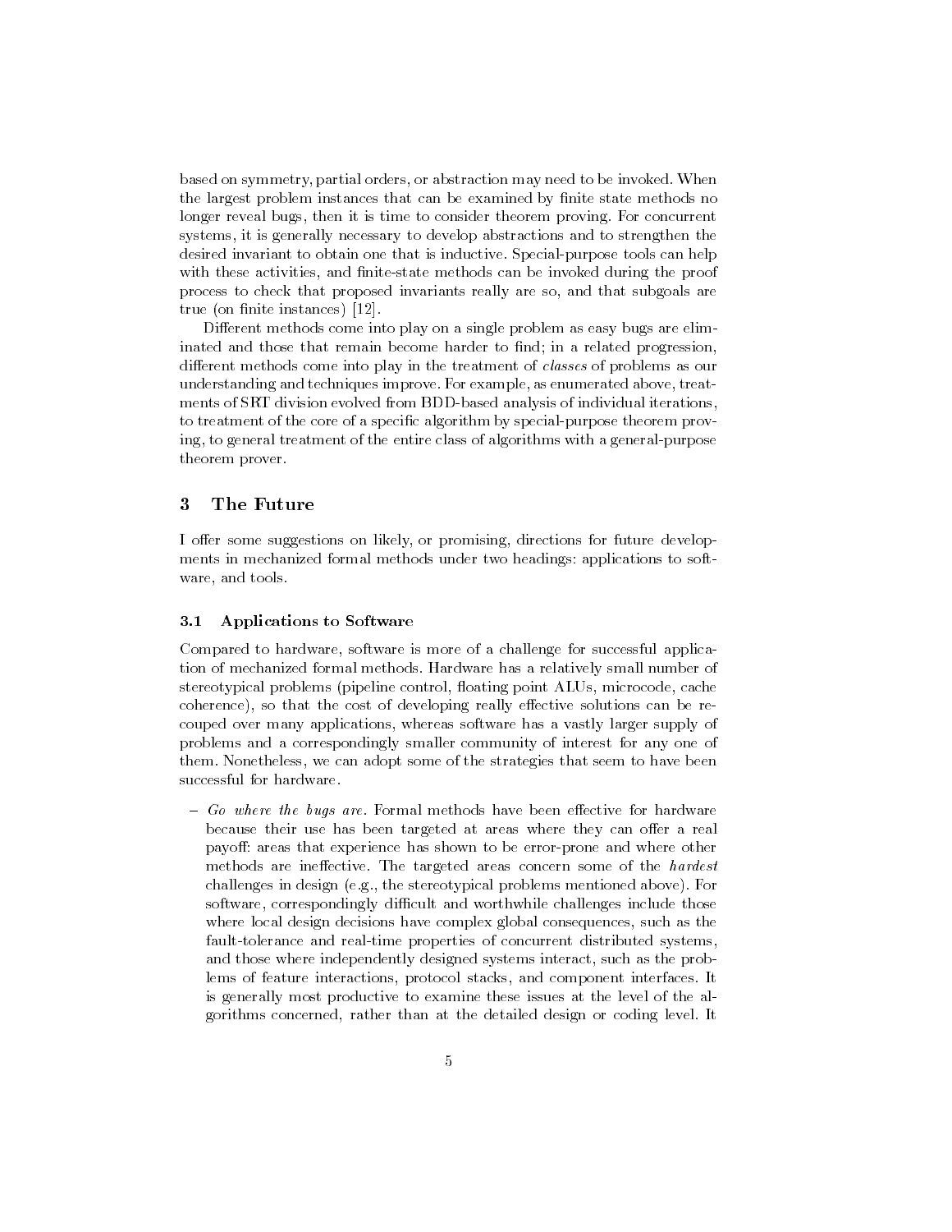based on symmetry, partial orders, or abstraction may need to be invoked. When the largest problem instances that can be examined by finite state methods no longer reveal bugs, then it is time to consider theorem proving. For concurrent systems, it is generally necessary to develop abstractions and to strengthen the desired invariant to obtain one that is inductive. Special-purpose tools can help with these activities, and finite-state methods can be invoked during the proof process to check that proposed invariants really are so, and that subgoals are true (on finite instances) [12].

Different methods come into play on a single problem as easy bugs are eliminated and those that remain become harder to find; in a related progression, different methods come into play in the treatment of *classes* of problems as our understanding and techniques improve. For example, as enumerated above, treatments of SRT division evolved from BDD-based analysis of individual iterations, to treatment of the core of a specific algorithm by special-purpose theorem proving, to general treatment of the entire class of algorithms with a general-purpose theorem prover.

## 3 The Future

I offer some suggestions on likely, or promising, directions for future developments in mechanized formal methods under two headings: applications to software, and tools.

### 3.1 Applications to Software

Compared to hardware, software is more of a challenge for successful application of mechanized formal methods. Hardware has a relatively small number of stereotypical problems (pipeline control, floating point ALUs, microcode, cache coherence), so that the cost of developing really effective solutions can be recouped over many applications, whereas software has a vastly larger supply of problems and a correspondingly smaller community of interest for any one of them. Nonetheless, we can adopt some of the strategies that seem to have been successful for hardware.

- *Go where the bugs are*. Formal methods have been effective for hardware because their use has been targeted at areas where they can offer a real payoff: areas that experience has shown to be error-prone and where other methods are ineffective. The targeted areas concern some of the *hardest* challenges in design (e.g., the stereotypical problems mentioned above). For software, correspondingly difficult and worthwhile challenges include those where local design decisions have complex global consequences, such as the fault-tolerance and real-time properties of concurrent distributed systems, and those where independently designed systems interact, such as the problems of feature interactions, protocol stacks, and component interfaces. It is generally most productive to examine these issues at the level of the algorithms concerned, rather than at the detailed design or coding level. It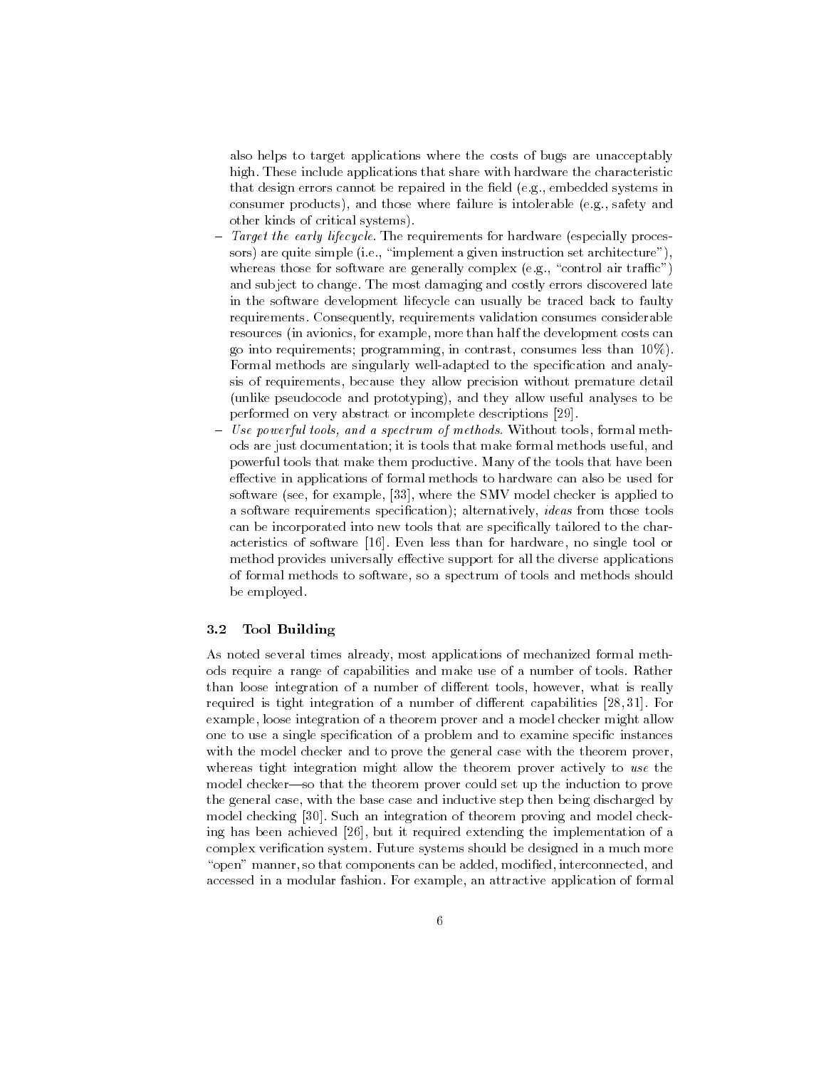also helps to target applications where the costs of bugs are unacceptably high. These include applications that share with hardware the characteristic that design errors cannot be repaired in the field (e.g., embedded systems in consumer products), and those where failure is intolerable (e.g., safety and other kinds of critical systems).

- *Target the early lifecycle.* The requirements for hardware (especially processors) are quite simple (i.e., "implement a given instruction set architecture"), whereas those for software are generally complex (e.g., "control air traffic") and subject to change. The most damaging and costly errors discovered late in the software development lifecycle can usually be traced back to faulty requirements. Consequently, requirements validation consumes considerable resources (in avionics, for example, more than half the development costs can go into requirements; programming, in contrast, consumes less than 10%). Formal methods are singularly well-adapted to the specification and analysis of requirements, because they allow precision without premature detail (unlike pseudocode and prototyping), and they allow useful analyses to be performed on very abstract or incomplete descriptions [29].
- *Use powerful tools, and a spectrum of methods.* Without tools, formal methods are just documentation; it is tools that make formal methods useful, and powerful tools that make them productive. Many of the tools that have been effective in applications of formal methods to hardware can also be used for software (see, for example, [33], where the SMV model checker is applied to a software requirements specification); alternatively, *ideas* from those tools can be incorporated into new tools that are specifically tailored to the characteristics of software [16]. Even less than for hardware, no single tool or method provides universally effective support for all the diverse applications of formal methods to software, so a spectrum of tools and methods should be employed.

### 3.2 Tool Building

As noted several times already, most applications of mechanized formal methods require a range of capabilities and make use of a number of tools. Rather than loose integration of a number of different tools, however, what is really required is tight integration of a number of different capabilities [28, 31]. For example, loose integration of a theorem prover and a model checker might allow one to use a single specification of a problem and to examine specific instances with the model checker and to prove the general case with the theorem prover, whereas tight integration might allow the theorem prover actively to *use* the model checker—so that the theorem prover could set up the induction to prove the general case, with the base case and inductive step then being discharged by model checking [30]. Such an integration of theorem proving and model checking has been achieved [26], but it required extending the implementation of a complex verification system. Future systems should be designed in a much more "open" manner, so that components can be added, modified, interconnected, and accessed in a modular fashion. For example, an attractive application of formal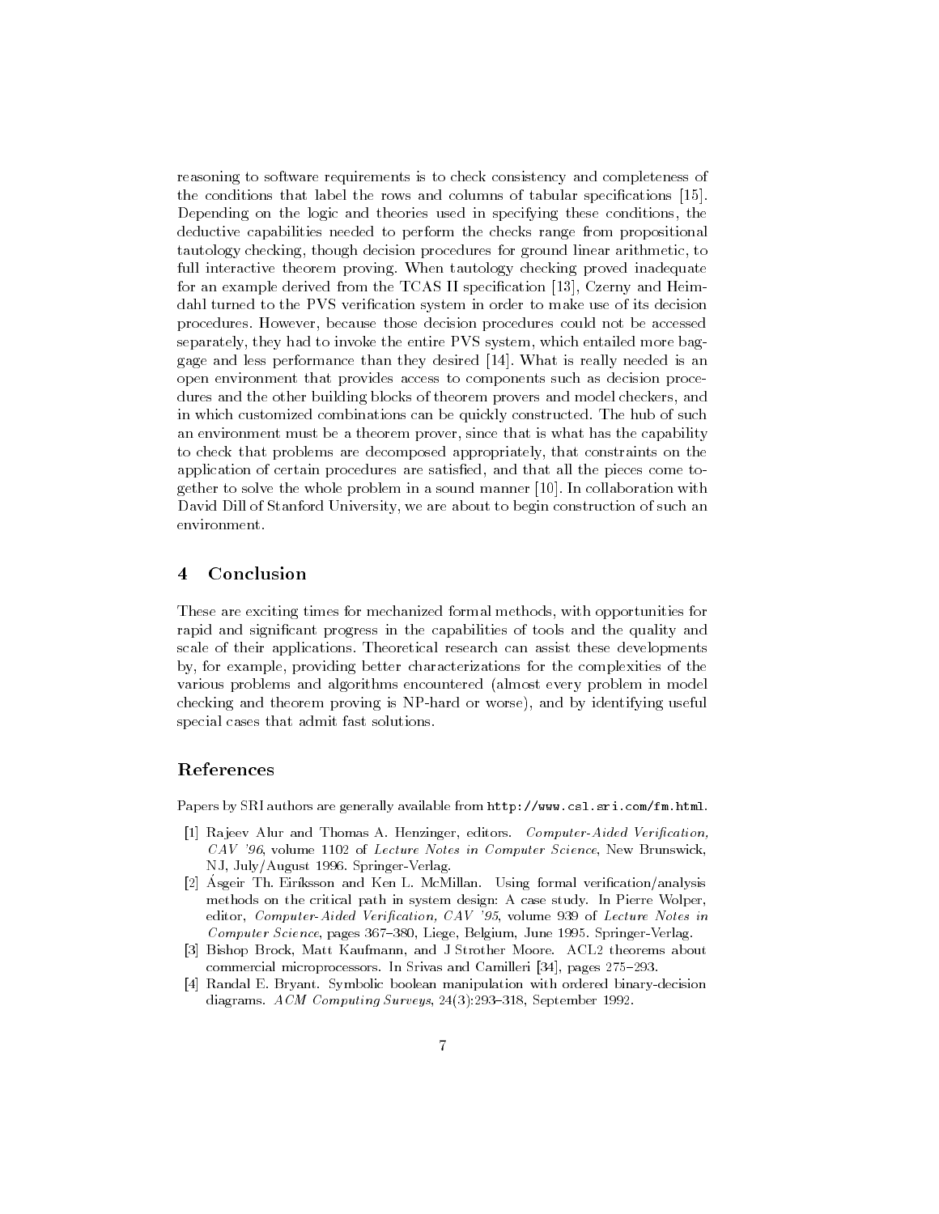reasoning to software requirements is to check consistency and completeness of the conditions that label the rows and columns of tabular specifications [15]. Depending on the logic and theories used in specifying these conditions, the deductive capabilities needed to perform the checks range from propositional tautology checking, though decision procedures for ground linear arithmetic, to full interactive theorem proving. When tautology checking proved inadequate for an example derived from the TCAS II specification [13], Czerny and Heimdahl turned to the PVS verification system in order to make use of its decision procedures. However, because those decision procedures could not be accessed separately, they had to invoke the entire PVS system, which entailed more baggage and less performance than they desired [14]. What is really needed is an open environment that provides access to components such as decision procedures and the other building blocks of theorem provers and model checkers, and in which customized combinations can be quickly constructed. The hub of such an environment must be a theorem prover, since that is what has the capability to check that problems are decomposed appropriately, that constraints on the application of certain procedures are satisfied, and that all the pieces come together to solve the whole problem in a sound manner [10]. In collaboration with David Dill of Stanford University, we are about to begin construction of such an environment.

## 4 Conclusion

These are exciting times for mechanized formal methods, with opportunities for rapid and significant progress in the capabilities of tools and the quality and scale of their applications. Theoretical research can assist these developments by, for example, providing better characterizations for the complexities of the various problems and algorithms encountered (almost every problem in model checking and theorem proving is NP-hard or worse), and by identifying useful special cases that admit fast solutions.

## References

Papers by SRI authors are generally available from `http://www.csl.sri.com/fm.html`.

[1] Rajeev Alur and Thomas A. Henzinger, editors. *Computer-Aided Verification, CAV '96*, volume 1102 of *Lecture Notes in Computer Science*, New Brunswick, NJ, July/August 1996. Springer-Verlag.

[2] Ásgeir Th. Eiríksson and Ken L. McMillan. Using formal verification/analysis methods on the critical path in system design: A case study. In Pierre Wolper, editor, *Computer-Aided Verification, CAV '95*, volume 939 of *Lecture Notes in Computer Science*, pages 367–380, Liege, Belgium, June 1995. Springer-Verlag.

[3] Bishop Brock, Matt Kaufmann, and J Strother Moore. ACL2 theorems about commercial microprocessors. In Srivas and Camilleri [34], pages 275–293.

[4] Randal E. Bryant. Symbolic boolean manipulation with ordered binary-decision diagrams. *ACM Computing Surveys*, 24(3):293–318, September 1992.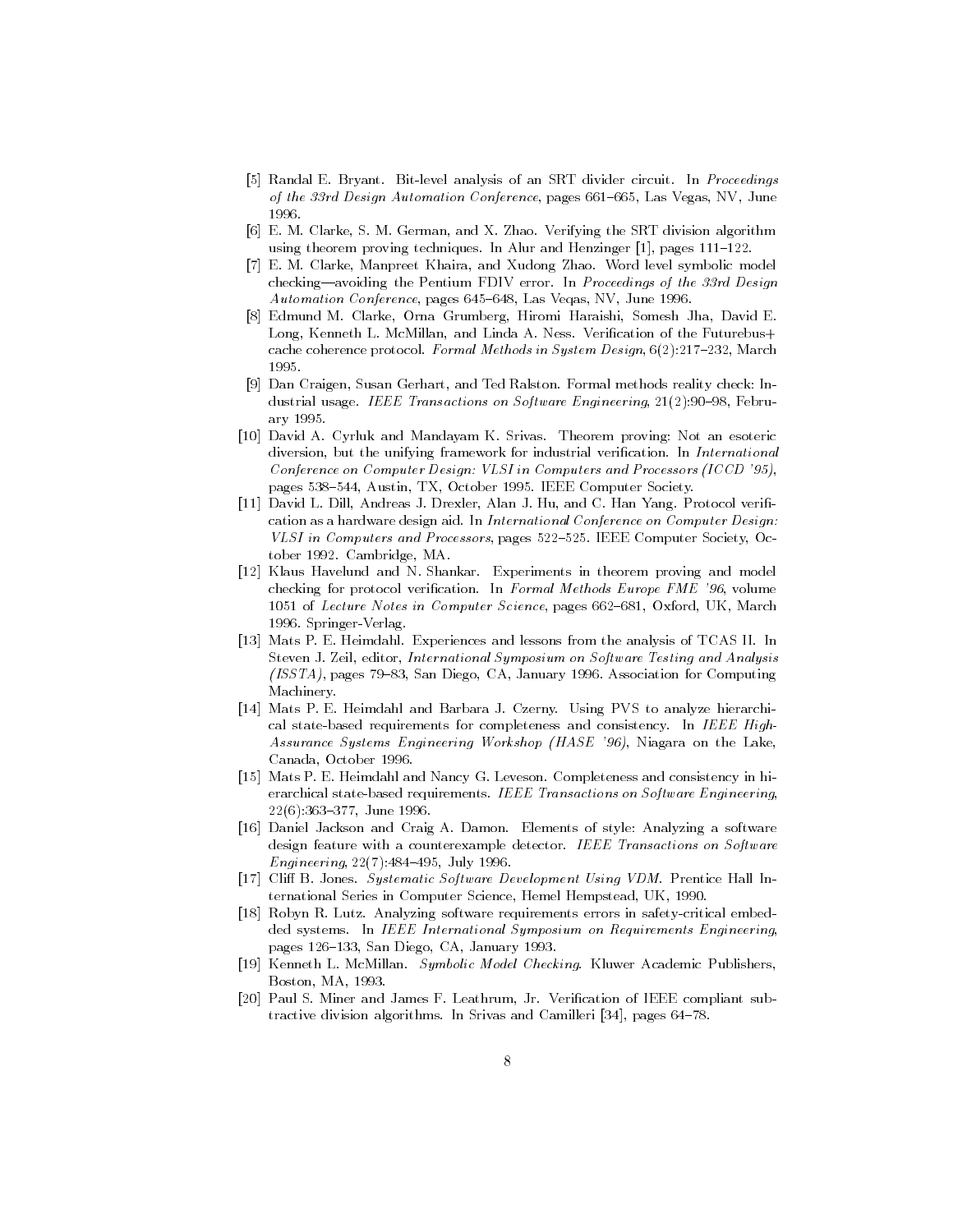[5] Randal E. Bryant. Bit-level analysis of an SRT divider circuit. In *Proceedings of the 33rd Design Automation Conference*, pages 661–665, Las Vegas, NV, June 1996.

[6] E. M. Clarke, S. M. German, and X. Zhao. Verifying the SRT division algorithm using theorem proving techniques. In Alur and Henzinger [1], pages 111–122.

[7] E. M. Clarke, Manpreet Khaira, and Xudong Zhao. Word level symbolic model checking—avoiding the Pentium FDIV error. In *Proceedings of the 33rd Design Automation Conference*, pages 645–648, Las Veqas, NV, June 1996.

[8] Edmund M. Clarke, Orna Grumberg, Hiromi Haraishi, Somesh Jha, David E. Long, Kenneth L. McMillan, and Linda A. Ness. Verification of the Futurebus+ cache coherence protocol. *Formal Methods in System Design*, 6(2):217–232, March 1995.

[9] Dan Craigen, Susan Gerhart, and Ted Ralston. Formal methods reality check: Industrial usage. *IEEE Transactions on Software Engineering*, 21(2):90–98, February 1995.

[10] David A. Cyrluk and Mandayam K. Srivas. Theorem proving: Not an esoteric diversion, but the unifying framework for industrial verification. In *International Conference on Computer Design: VLSI in Computers and Processors (ICCD '95)*, pages 538–544, Austin, TX, October 1995. IEEE Computer Society.

[11] David L. Dill, Andreas J. Drexler, Alan J. Hu, and C. Han Yang. Protocol verification as a hardware design aid. In *International Conference on Computer Design: VLSI in Computers and Processors*, pages 522–525. IEEE Computer Society, October 1992. Cambridge, MA.

[12] Klaus Havelund and N. Shankar. Experiments in theorem proving and model checking for protocol verification. In *Formal Methods Europe FME '96*, volume 1051 of *Lecture Notes in Computer Science*, pages 662–681, Oxford, UK, March 1996. Springer-Verlag.

[13] Mats P. E. Heimdahl. Experiences and lessons from the analysis of TCAS II. In Steven J. Zeil, editor, *International Symposium on Software Testing and Analysis (ISSTA)*, pages 79–83, San Diego, CA, January 1996. Association for Computing Machinery.

[14] Mats P. E. Heimdahl and Barbara J. Czerny. Using PVS to analyze hierarchical state-based requirements for completeness and consistency. In *IEEE High-Assurance Systems Engineering Workshop (HASE '96)*, Niagara on the Lake, Canada, October 1996.

[15] Mats P. E. Heimdahl and Nancy G. Leveson. Completeness and consistency in hierarchical state-based requirements. *IEEE Transactions on Software Engineering*, 22(6):363–377, June 1996.

[16] Daniel Jackson and Craig A. Damon. Elements of style: Analyzing a software design feature with a counterexample detector. *IEEE Transactions on Software Engineering*, 22(7):484–495, July 1996.

[17] Cliff B. Jones. *Systematic Software Development Using VDM*. Prentice Hall International Series in Computer Science, Hemel Hempstead, UK, 1990.

[18] Robyn R. Lutz. Analyzing software requirements errors in safety-critical embedded systems. In *IEEE International Symposium on Requirements Engineering*, pages 126–133, San Diego, CA, January 1993.

[19] Kenneth L. McMillan. *Symbolic Model Checking*. Kluwer Academic Publishers, Boston, MA, 1993.

[20] Paul S. Miner and James F. Leathrum, Jr. Verification of IEEE compliant subtractive division algorithms. In Srivas and Camilleri [34], pages 64–78.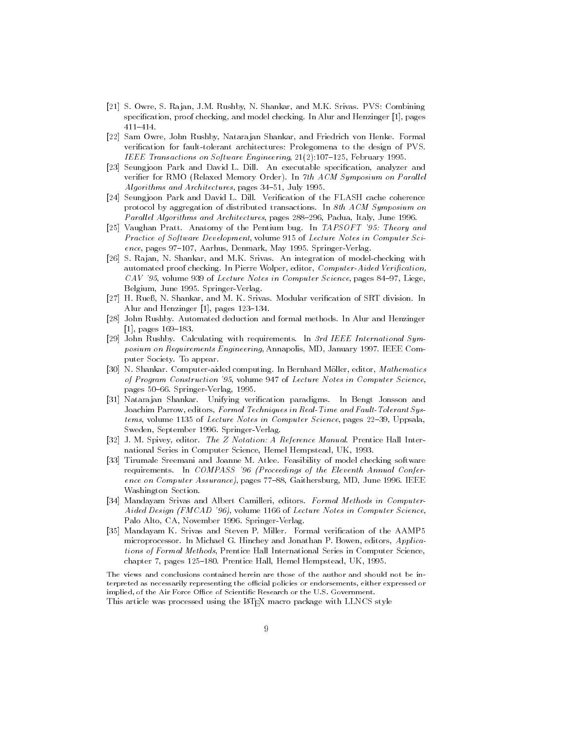[21] S. Owre, S. Rajan, J.M. Rushby, N. Shankar, and M.K. Srivas. PVS: Combining specification, proof checking, and model checking. In Alur and Henzinger [1], pages 411–414.

[22] Sam Owre, John Rushby, Natarajan Shankar, and Friedrich von Henke. Formal verification for fault-tolerant architectures: Prolegomena to the design of PVS. *IEEE Transactions on Software Engineering*, 21(2):107–125, February 1995.

[23] Seungjoon Park and David L. Dill. An executable specification, analyzer and verifier for RMO (Relaxed Memory Order). In *7th ACM Symposium on Parallel Algorithms and Architectures*, pages 34–51, July 1995.

[24] Seungjoon Park and David L. Dill. Verification of the FLASH cache coherence protocol by aggregation of distributed transactions. In *8th ACM Symposium on Parallel Algorithms and Architectures*, pages 288–296, Padua, Italy, June 1996.

[25] Vaughan Pratt. Anatomy of the Pentium bug. In *TAPSOFT '95: Theory and Practice of Software Development*, volume 915 of *Lecture Notes in Computer Science*, pages 97–107, Aarhus, Denmark, May 1995. Springer-Verlag.

[26] S. Rajan, N. Shankar, and M.K. Srivas. An integration of model-checking with automated proof checking. In Pierre Wolper, editor, *Computer-Aided Verification, CAV '95*, volume 939 of *Lecture Notes in Computer Science*, pages 84–97, Liege, Belgium, June 1995. Springer-Verlag.

[27] H. Rueß, N. Shankar, and M. K. Srivas. Modular verification of SRT division. In Alur and Henzinger [1], pages 123–134.

[28] John Rushby. Automated deduction and formal methods. In Alur and Henzinger [1], pages 169–183.

[29] John Rushby. Calculating with requirements. In *3rd IEEE International Symposium on Requirements Engineering*, Annapolis, MD, January 1997. IEEE Computer Society. To appear.

[30] N. Shankar. Computer-aided computing. In Bernhard Möller, editor, *Mathematics of Program Construction '95*, volume 947 of *Lecture Notes in Computer Science*, pages 50–66. Springer-Verlag, 1995.

[31] Natarajan Shankar. Unifying verification paradigms. In Bengt Jonsson and Joachim Parrow, editors, *Formal Techniques in Real-Time and Fault-Tolerant Systems*, volume 1135 of *Lecture Notes in Computer Science*, pages 22–39, Uppsala, Sweden, September 1996. Springer-Verlag.

[32] J. M. Spivey, editor. *The Z Notation: A Reference Manual*. Prentice Hall International Series in Computer Science, Hemel Hempstead, UK, 1993.

[33] Tirumale Sreemani and Joanne M. Atlee. Feasibility of model checking software requirements. In *COMPASS '96 (Proceedings of the Eleventh Annual Conference on Computer Assurance)*, pages 77–88, Gaithersburg, MD, June 1996. IEEE Washington Section.

[34] Mandayam Srivas and Albert Camilleri, editors. *Formal Methods in Computer-Aided Design (FMCAD '96)*, volume 1166 of *Lecture Notes in Computer Science*, Palo Alto, CA, November 1996. Springer-Verlag.

[35] Mandayam K. Srivas and Steven P. Miller. Formal verification of the AAMP5 microprocessor. In Michael G. Hinchey and Jonathan P. Bowen, editors, *Applications of Formal Methods*, Prentice Hall International Series in Computer Science, chapter 7, pages 125–180. Prentice Hall, Hemel Hempstead, UK, 1995.

The views and conclusions contained herein are those of the author and should not be interpreted as necessarily representing the official policies or endorsements, either expressed or implied, of the Air Force Office of Scientific Research or the U.S. Government.

This article was processed using the LaTeX macro package with LLNCS style